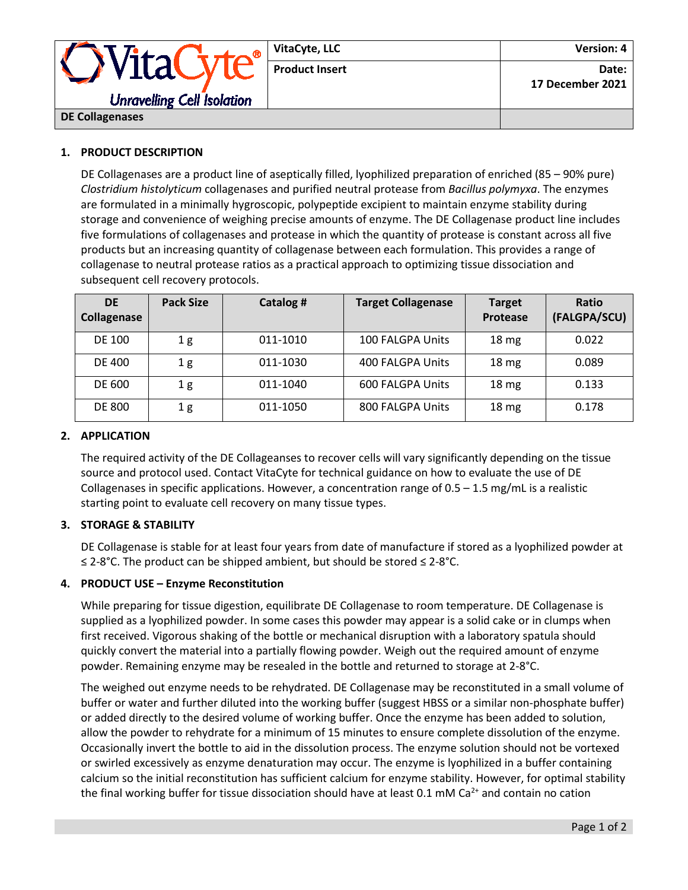**DE Collagenases**

## 1. PRODUCT DESCRIPTION

DE Collagenases are a product line of aseptically filled, lyophilized preparation of enriched (85 – 90% pure) *Clostridium histolyticum* collagenases and purified neutral protease from *Bacillus polymyxa*. The enzymes are formulated in a minimally hygroscopic, polypeptide excipient to maintain enzyme stability during storage and convenience of weighing precise amounts of enzyme. The DE Collagenase product line includes five formulations of collagenases and protease in which the quantity of protease is constant across all five products but an increasing quantity of collagenase between each formulation. This provides a range of collagenase to neutral protease ratios as a practical approach to optimizing tissue dissociation and subsequent cell recovery protocols.

| DE Collagenase | Pack Size | Catalog # | Target Collagenase | Target Protease | Ratio (FALGPA/SCU) |
|---|---|---|---|---|---|
| DE 100 | 1 g | 011-1010 | 100 FALGPA Units | 18 mg | 0.022 |
| DE 400 | 1 g | 011-1030 | 400 FALGPA Units | 18 mg | 0.089 |
| DE 600 | 1 g | 011-1040 | 600 FALGPA Units | 18 mg | 0.133 |
| DE 800 | 1 g | 011-1050 | 800 FALGPA Units | 18 mg | 0.178 |

## 2. APPLICATION

The required activity of the DE Collageanses to recover cells will vary significantly depending on the tissue source and protocol used. Contact VitaCyte for technical guidance on how to evaluate the use of DE Collagenases in specific applications. However, a concentration range of 0.5 – 1.5 mg/mL is a realistic starting point to evaluate cell recovery on many tissue types.

## 3. STORAGE & STABILITY

DE Collagenase is stable for at least four years from date of manufacture if stored as a lyophilized powder at ≤ 2-8°C. The product can be shipped ambient, but should be stored ≤ 2-8°C.

## 4. PRODUCT USE – Enzyme Reconstitution

While preparing for tissue digestion, equilibrate DE Collagenase to room temperature. DE Collagenase is supplied as a lyophilized powder. In some cases this powder may appear is a solid cake or in clumps when first received. Vigorous shaking of the bottle or mechanical disruption with a laboratory spatula should quickly convert the material into a partially flowing powder. Weigh out the required amount of enzyme powder. Remaining enzyme may be resealed in the bottle and returned to storage at 2-8°C.

The weighed out enzyme needs to be rehydrated. DE Collagenase may be reconstituted in a small volume of buffer or water and further diluted into the working buffer (suggest HBSS or a similar non-phosphate buffer) or added directly to the desired volume of working buffer. Once the enzyme has been added to solution, allow the powder to rehydrate for a minimum of 15 minutes to ensure complete dissolution of the enzyme. Occasionally invert the bottle to aid in the dissolution process. The enzyme solution should not be vortexed or swirled excessively as enzyme denaturation may occur. The enzyme is lyophilized in a buffer containing calcium so the initial reconstitution has sufficient calcium for enzyme stability. However, for optimal stability the final working buffer for tissue dissociation should have at least 0.1 mM $Ca^{2+}$ and contain no cation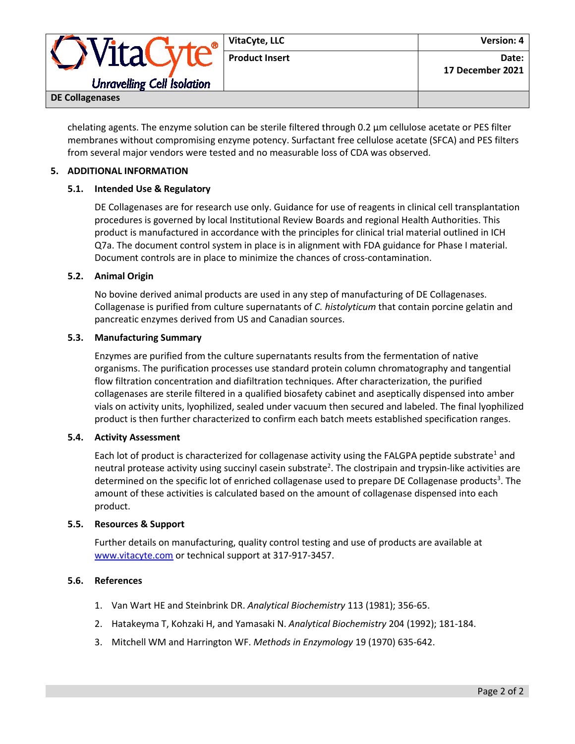chelating agents. The enzyme solution can be sterile filtered through 0.2 µm cellulose acetate or PES filter membranes without compromising enzyme potency. Surfactant free cellulose acetate (SFCA) and PES filters from several major vendors were tested and no measurable loss of CDA was observed.

## 5. ADDITIONAL INFORMATION

### 5.1. Intended Use & Regulatory

DE Collagenases are for research use only. Guidance for use of reagents in clinical cell transplantation procedures is governed by local Institutional Review Boards and regional Health Authorities. This product is manufactured in accordance with the principles for clinical trial material outlined in ICH Q7a. The document control system in place is in alignment with FDA guidance for Phase I material. Document controls are in place to minimize the chances of cross-contamination.

### 5.2. Animal Origin

No bovine derived animal products are used in any step of manufacturing of DE Collagenases. Collagenase is purified from culture supernatants of *C. histolyticum* that contain porcine gelatin and pancreatic enzymes derived from US and Canadian sources.

### 5.3. Manufacturing Summary

Enzymes are purified from the culture supernatants results from the fermentation of native organisms. The purification processes use standard protein column chromatography and tangential flow filtration concentration and diafiltration techniques. After characterization, the purified collagenases are sterile filtered in a qualified biosafety cabinet and aseptically dispensed into amber vials on activity units, lyophilized, sealed under vacuum then secured and labeled. The final lyophilized product is then further characterized to confirm each batch meets established specification ranges.

### 5.4. Activity Assessment

Each lot of product is characterized for collagenase activity using the FALGPA peptide substrate[1] and neutral protease activity using succinyl casein substrate[2]. The clostripain and trypsin-like activities are determined on the specific lot of enriched collagenase used to prepare DE Collagenase products[3]. The amount of these activities is calculated based on the amount of collagenase dispensed into each product.

### 5.5. Resources & Support

Further details on manufacturing, quality control testing and use of products are available at www.vitacyte.com or technical support at 317-917-3457.

### 5.6. References

1. Van Wart HE and Steinbrink DR. *Analytical Biochemistry* 113 (1981); 356-65.
2. Hatakeyma T, Kohzaki H, and Yamasaki N. *Analytical Biochemistry* 204 (1992); 181-184.
3. Mitchell WM and Harrington WF. *Methods in Enzymology* 19 (1970) 635-642.